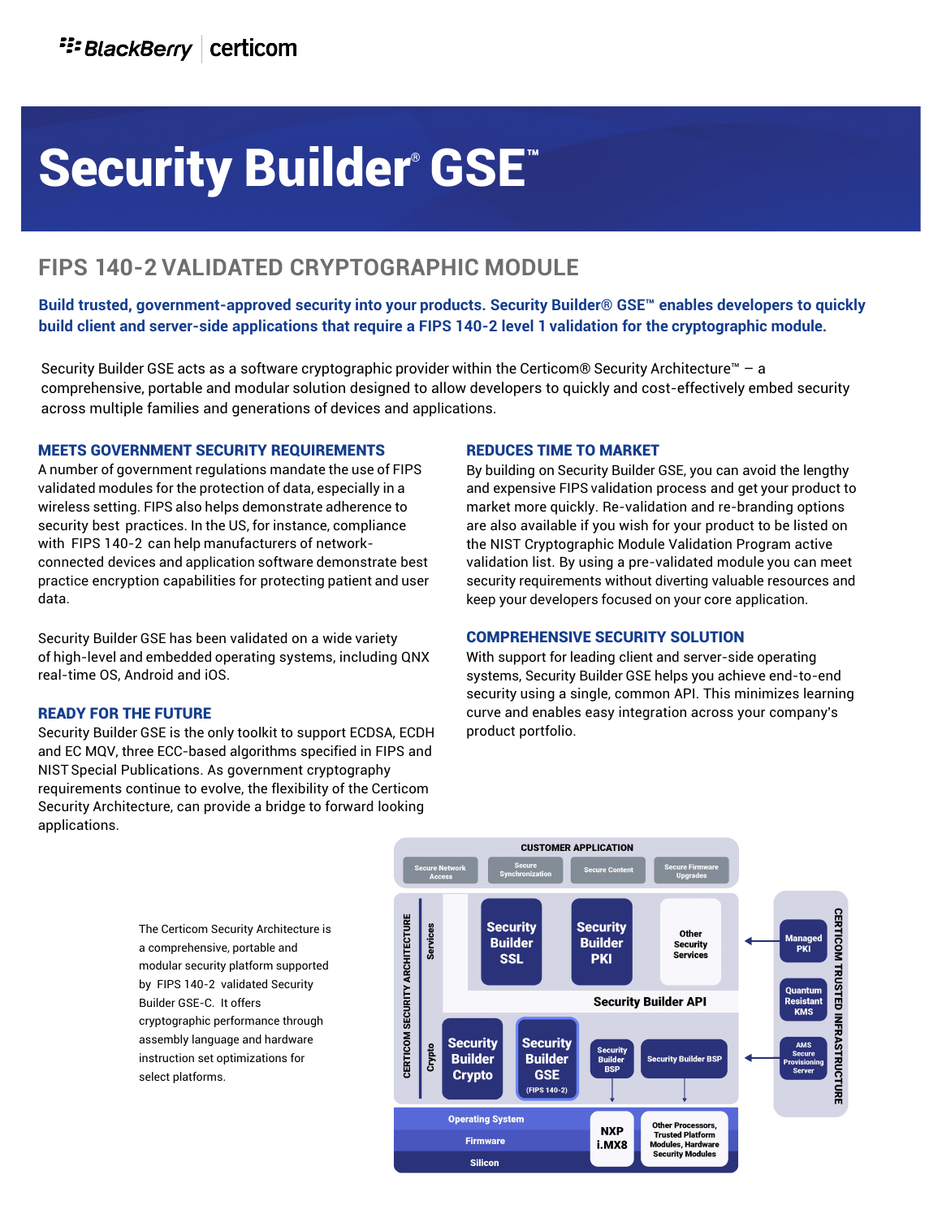# Security Builder® GSE™

## FIPS 140-2 VALIDATED CRYPTOGRAPHIC MODULE

**Build trusted, government-approved security into your products. Security Builder® GSE™ enables developers to quickly build client and server-side applications that require a FIPS 140-2 level 1 validation for the cryptographic module.**

Security Builder GSE acts as a software cryptographic provider within the Certicom® Security Architecture™ – a comprehensive, portable and modular solution designed to allow developers to quickly and cost-effectively embed security across multiple families and generations of devices and applications.

### MEETS GOVERNMENT SECURITY REQUIREMENTS

A number of government regulations mandate the use of FIPS validated modules for the protection of data, especially in a wireless setting. FIPS also helps demonstrate adherence to security best practices. In the US, for instance, compliance with FIPS 140-2 can help manufacturers of network-connected devices and application software demonstrate best practice encryption capabilities for protecting patient and user data.

Security Builder GSE has been validated on a wide variety of high-level and embedded operating systems, including QNX real-time OS, Android and iOS.

### READY FOR THE FUTURE

Security Builder GSE is the only toolkit to support ECDSA, ECDH and EC MQV, three ECC-based algorithms specified in FIPS and NIST Special Publications. As government cryptography requirements continue to evolve, the flexibility of the Certicom Security Architecture, can provide a bridge to forward looking applications.

### REDUCES TIME TO MARKET

By building on Security Builder GSE, you can avoid the lengthy and expensive FIPS validation process and get your product to market more quickly. Re-validation and re-branding options are also available if you wish for your product to be listed on the NIST Cryptographic Module Validation Program active validation list. By using a pre-validated module you can meet security requirements without diverting valuable resources and keep your developers focused on your core application.

### COMPREHENSIVE SECURITY SOLUTION

With support for leading client and server-side operating systems, Security Builder GSE helps you achieve end-to-end security using a single, common API. This minimizes learning curve and enables easy integration across your company's product portfolio.

The Certicom Security Architecture is a comprehensive, portable and modular security platform supported by FIPS 140-2 validated Security Builder GSE-C. It offers cryptographic performance through assembly language and hardware instruction set optimizations for select platforms.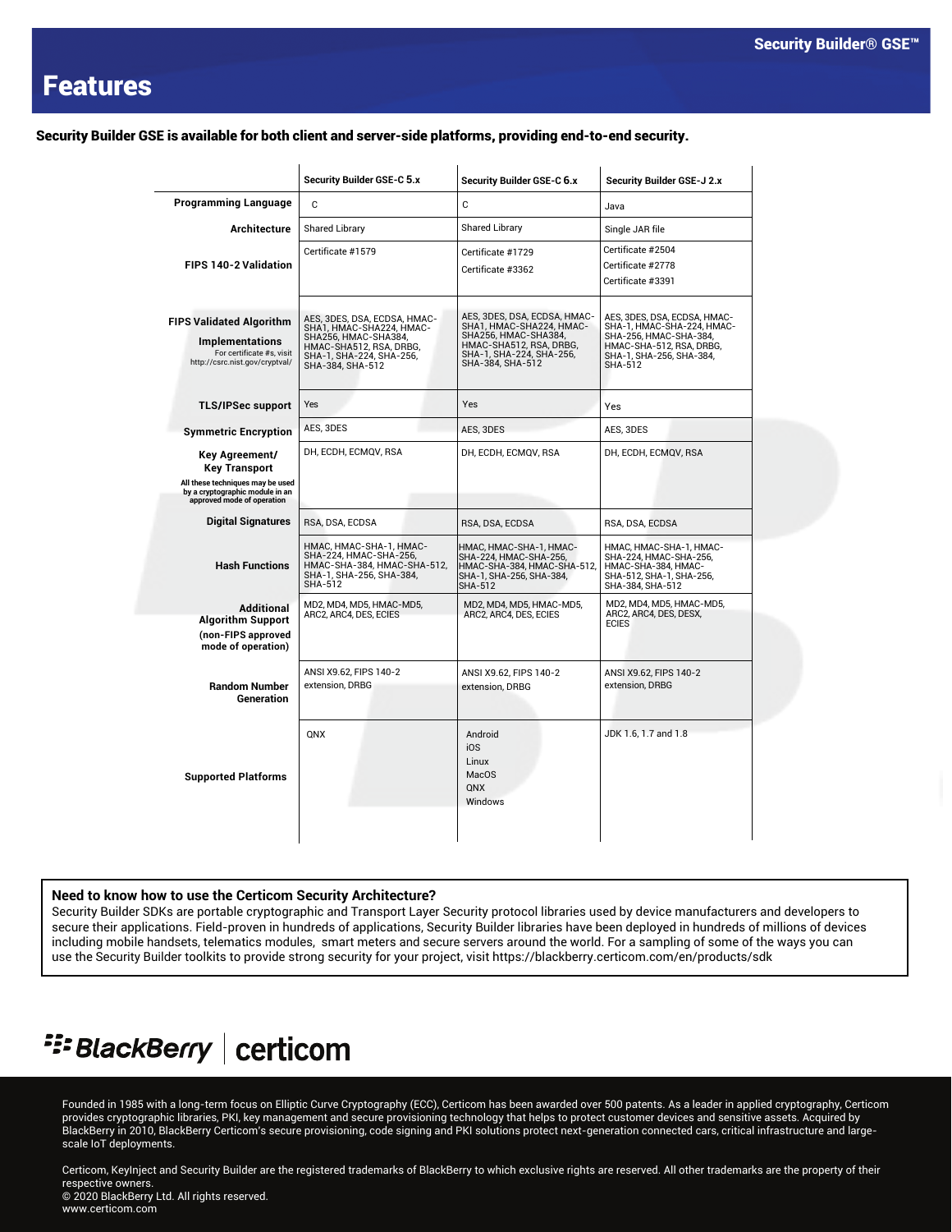# Features

**Security Builder GSE is available for both client and server-side platforms, providing end-to-end security.**

| | Security Builder GSE-C 5.x | Security Builder GSE-C 6.x | Security Builder GSE-J 2.x |
|---|---|---|---|
| **Programming Language** | C | C | Java |
| **Architecture** | Shared Library | Shared Library | Single JAR file |
| **FIPS 140-2 Validation** | Certificate #1579 | Certificate #1729<br>Certificate #3362 | Certificate #2504<br>Certificate #2778<br>Certificate #3391 |
| **FIPS Validated Algorithm Implementations**<br>For certificate #s, visit http://csrc.nist.gov/cryptval/ | AES, 3DES, DSA, ECDSA, HMAC-SHA1, HMAC-SHA224, HMAC-SHA256, HMAC-SHA384, HMAC-SHA512, RSA, DRBG, SHA-1, SHA-224, SHA-256, SHA-384, SHA-512 | AES, 3DES, DSA, ECDSA, HMAC-SHA1, HMAC-SHA224, HMAC-SHA256, HMAC-SHA384, HMAC-SHA512, RSA, DRBG, SHA-1, SHA-224, SHA-256, SHA-384, SHA-512 | AES, 3DES, DSA, ECDSA, HMAC-SHA-1, HMAC-SHA-224, HMAC-SHA-256, HMAC-SHA-384, HMAC-SHA-512, RSA, DRBG, SHA-1, SHA-256, SHA-384, SHA-512 |
| **TLS/IPSec support** | Yes | Yes | Yes |
| **Symmetric Encryption** | AES, 3DES | AES, 3DES | AES, 3DES |
| **Key Agreement/ Key Transport**<br>All these techniques may be used by a cryptographic module in an approved mode of operation | DH, ECDH, ECMQV, RSA | DH, ECDH, ECMQV, RSA | DH, ECDH, ECMQV, RSA |
| **Digital Signatures** | RSA, DSA, ECDSA | RSA, DSA, ECDSA | RSA, DSA, ECDSA |
| **Hash Functions** | HMAC, HMAC-SHA-1, HMAC-SHA-224, HMAC-SHA-256, HMAC-SHA-384, HMAC-SHA-512, SHA-1, SHA-256, SHA-384, SHA-512 | HMAC, HMAC-SHA-1, HMAC-SHA-224, HMAC-SHA-256, HMAC-SHA-384, HMAC-SHA-512, SHA-1, SHA-256, SHA-384, SHA-512 | HMAC, HMAC-SHA-1, HMAC-SHA-224, HMAC-SHA-256, HMAC-SHA-384, HMAC-SHA-512, SHA-1, SHA-256, SHA-384, SHA-512 |
| **Additional Algorithm Support (non-FIPS approved mode of operation)** | MD2, MD4, MD5, HMAC-MD5, ARC2, ARC4, DES, ECIES | MD2, MD4, MD5, HMAC-MD5, ARC2, ARC4, DES, ECIES | MD2, MD4, MD5, HMAC-MD5, ARC2, ARC4, DES, DESX, ECIES |
| **Random Number Generation** | ANSI X9.62, FIPS 140-2 extension, DRBG | ANSI X9.62, FIPS 140-2 extension, DRBG | ANSI X9.62, FIPS 140-2 extension, DRBG |
| **Supported Platforms** | QNX | Android<br>iOS<br>Linux<br>MacOS<br>QNX<br>Windows | JDK 1.6, 1.7 and 1.8 |

**Need to know how to use the Certicom Security Architecture?**
Security Builder SDKs are portable cryptographic and Transport Layer Security protocol libraries used by device manufacturers and developers to secure their applications. Field-proven in hundreds of applications, Security Builder libraries have been deployed in hundreds of millions of devices including mobile handsets, telematics modules, smart meters and secure servers around the world. For a sampling of some of the ways you can use the Security Builder toolkits to provide strong security for your project, visit https://blackberry.certicom.com/en/products/sdk

BlackBerry | certicom

Founded in 1985 with a long-term focus on Elliptic Curve Cryptography (ECC), Certicom has been awarded over 500 patents. As a leader in applied cryptography, Certicom provides cryptographic libraries, PKI, key management and secure provisioning technology that helps to protect customer devices and sensitive assets. Acquired by BlackBerry in 2010, BlackBerry Certicom's secure provisioning, code signing and PKI solutions protect next-generation connected cars, critical infrastructure and large-scale IoT deployments.

Certicom, KeyInject and Security Builder are the registered trademarks of BlackBerry to which exclusive rights are reserved. All other trademarks are the property of their respective owners.
© 2020 BlackBerry Ltd. All rights reserved.
www.certicom.com